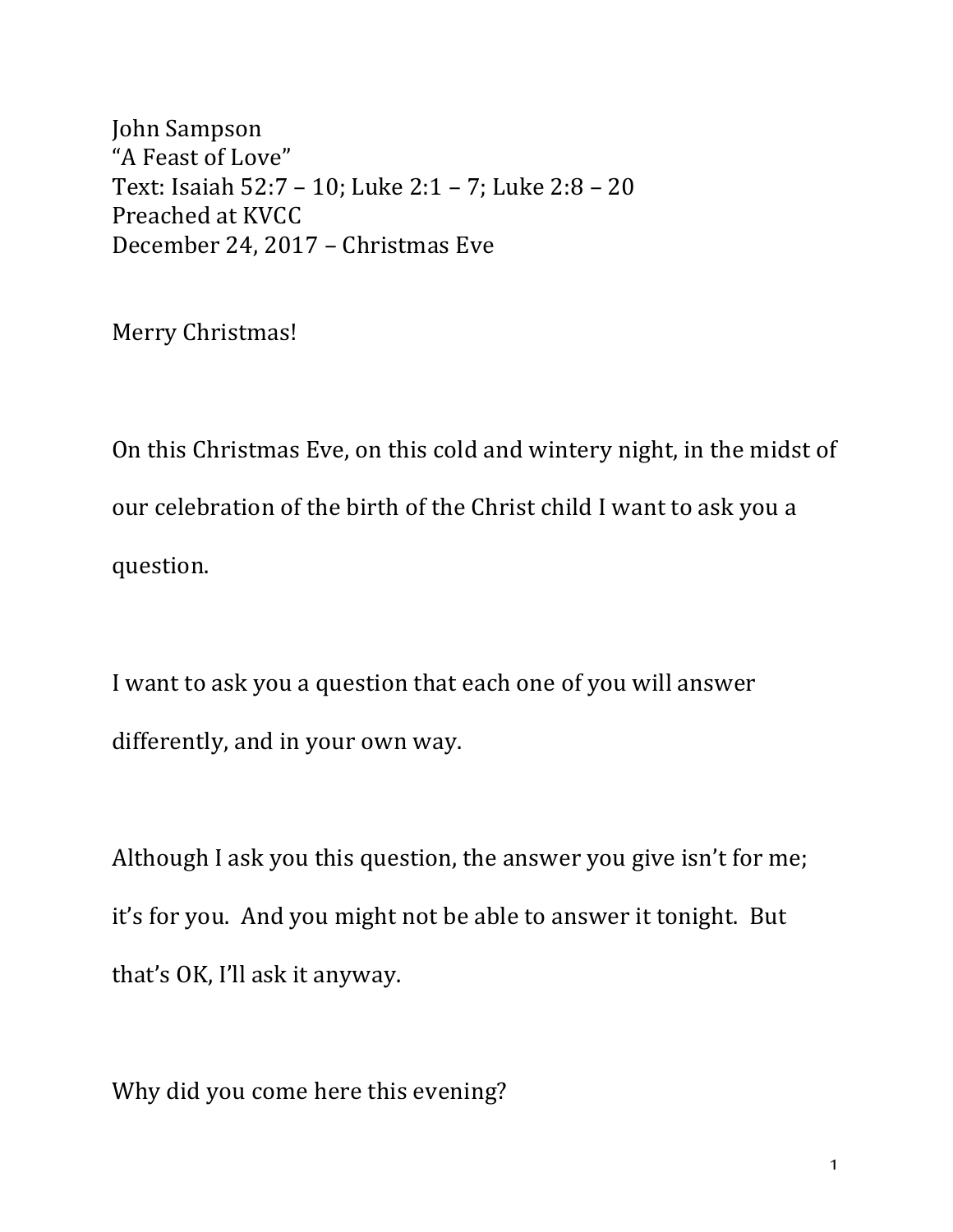John Sampson
"A Feast of Love"
Text: Isaiah 52:7 – 10; Luke 2:1 – 7; Luke 2:8 – 20
Preached at KVCC
December 24, 2017 – Christmas Eve

Merry Christmas!

On this Christmas Eve, on this cold and wintery night, in the midst of our celebration of the birth of the Christ child I want to ask you a question.

I want to ask you a question that each one of you will answer differently, and in your own way.

Although I ask you this question, the answer you give isn't for me; it's for you. And you might not be able to answer it tonight. But that's OK, I'll ask it anyway.

Why did you come here this evening?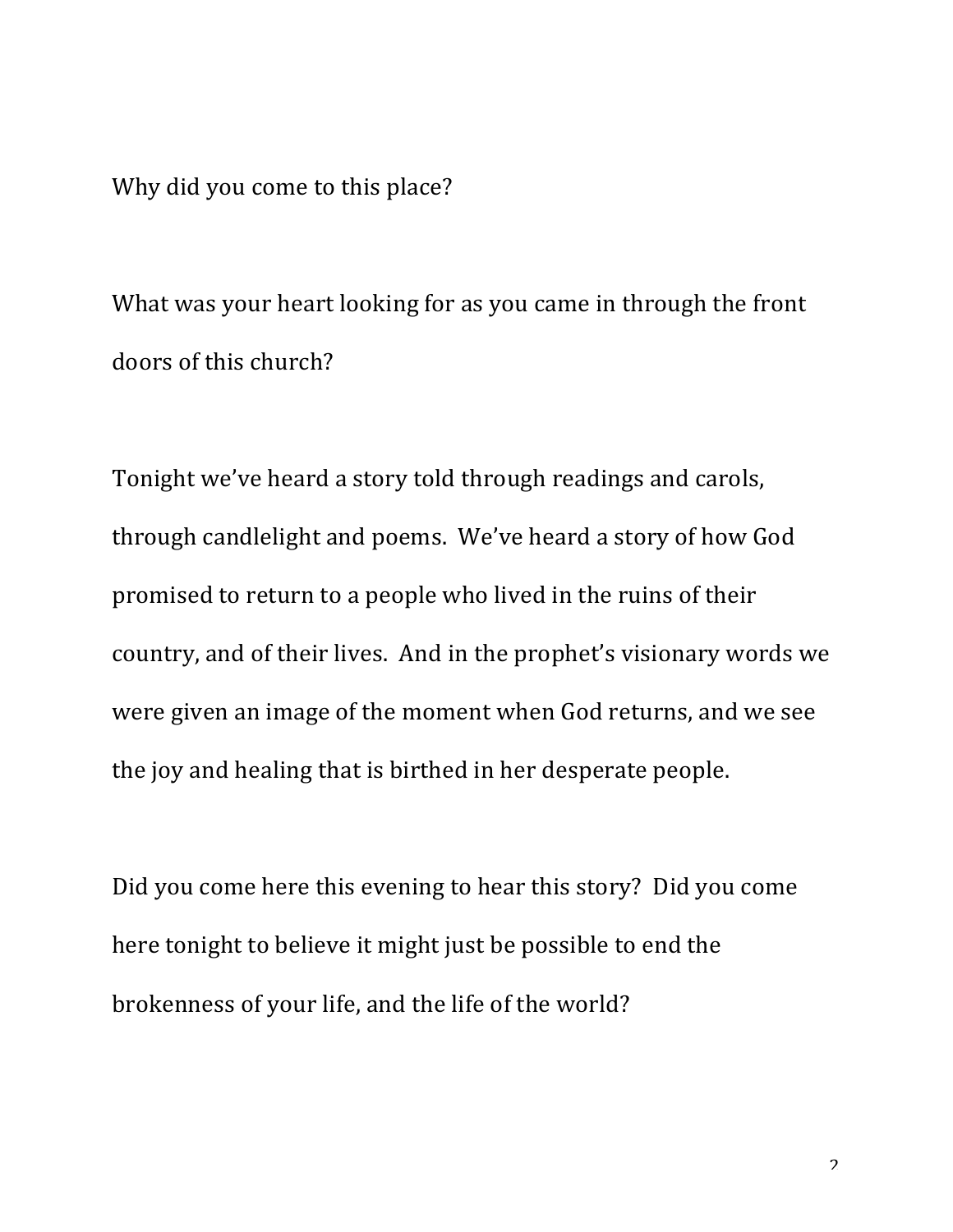Why did you come to this place?

What was your heart looking for as you came in through the front doors of this church?

Tonight we've heard a story told through readings and carols, through candlelight and poems. We've heard a story of how God promised to return to a people who lived in the ruins of their country, and of their lives. And in the prophet's visionary words we were given an image of the moment when God returns, and we see the joy and healing that is birthed in her desperate people.

Did you come here this evening to hear this story? Did you come here tonight to believe it might just be possible to end the brokenness of your life, and the life of the world?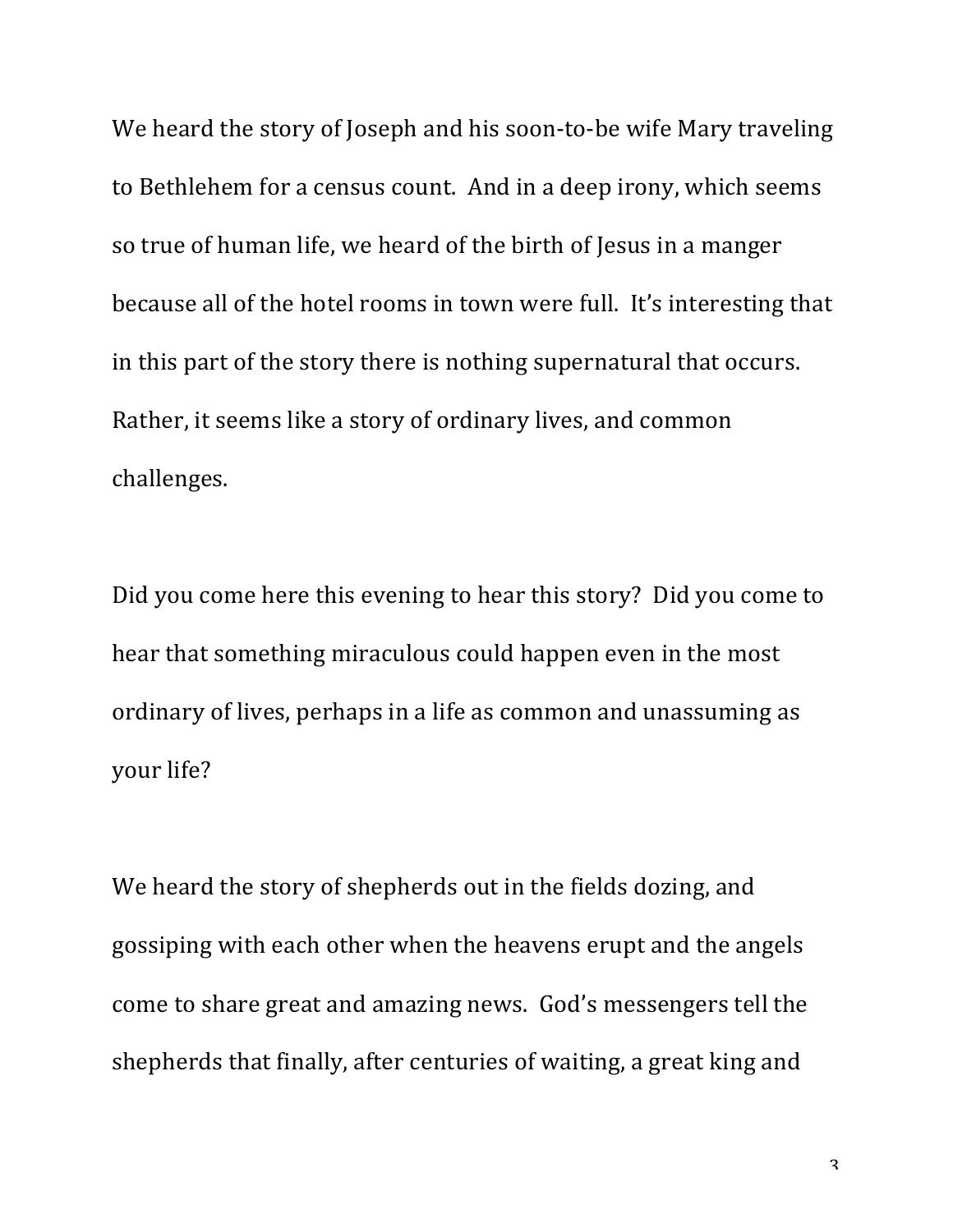We heard the story of Joseph and his soon-to-be wife Mary traveling to Bethlehem for a census count.  And in a deep irony, which seems so true of human life, we heard of the birth of Jesus in a manger because all of the hotel rooms in town were full.  It's interesting that in this part of the story there is nothing supernatural that occurs. Rather, it seems like a story of ordinary lives, and common challenges.

Did you come here this evening to hear this story?  Did you come to hear that something miraculous could happen even in the most ordinary of lives, perhaps in a life as common and unassuming as your life?

We heard the story of shepherds out in the fields dozing, and gossiping with each other when the heavens erupt and the angels come to share great and amazing news.  God's messengers tell the shepherds that finally, after centuries of waiting, a great king and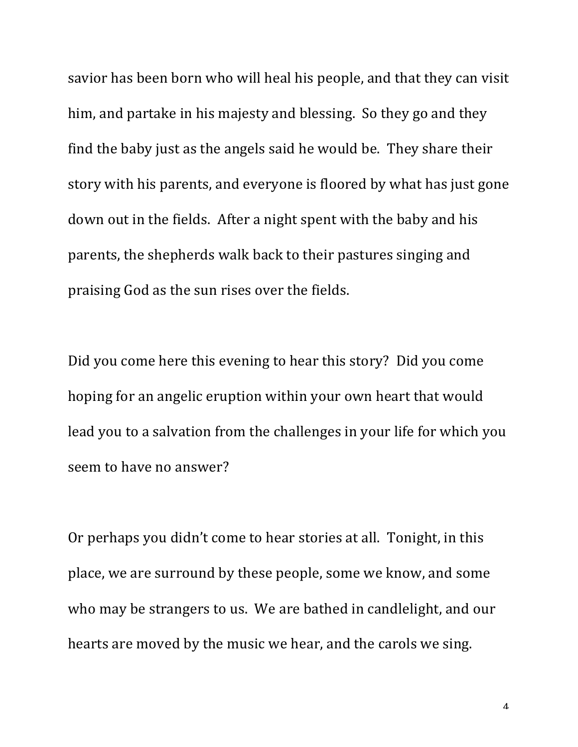savior has been born who will heal his people, and that they can visit him, and partake in his majesty and blessing. So they go and they find the baby just as the angels said he would be. They share their story with his parents, and everyone is floored by what has just gone down out in the fields. After a night spent with the baby and his parents, the shepherds walk back to their pastures singing and praising God as the sun rises over the fields.

Did you come here this evening to hear this story? Did you come hoping for an angelic eruption within your own heart that would lead you to a salvation from the challenges in your life for which you seem to have no answer?

Or perhaps you didn't come to hear stories at all. Tonight, in this place, we are surround by these people, some we know, and some who may be strangers to us. We are bathed in candlelight, and our hearts are moved by the music we hear, and the carols we sing.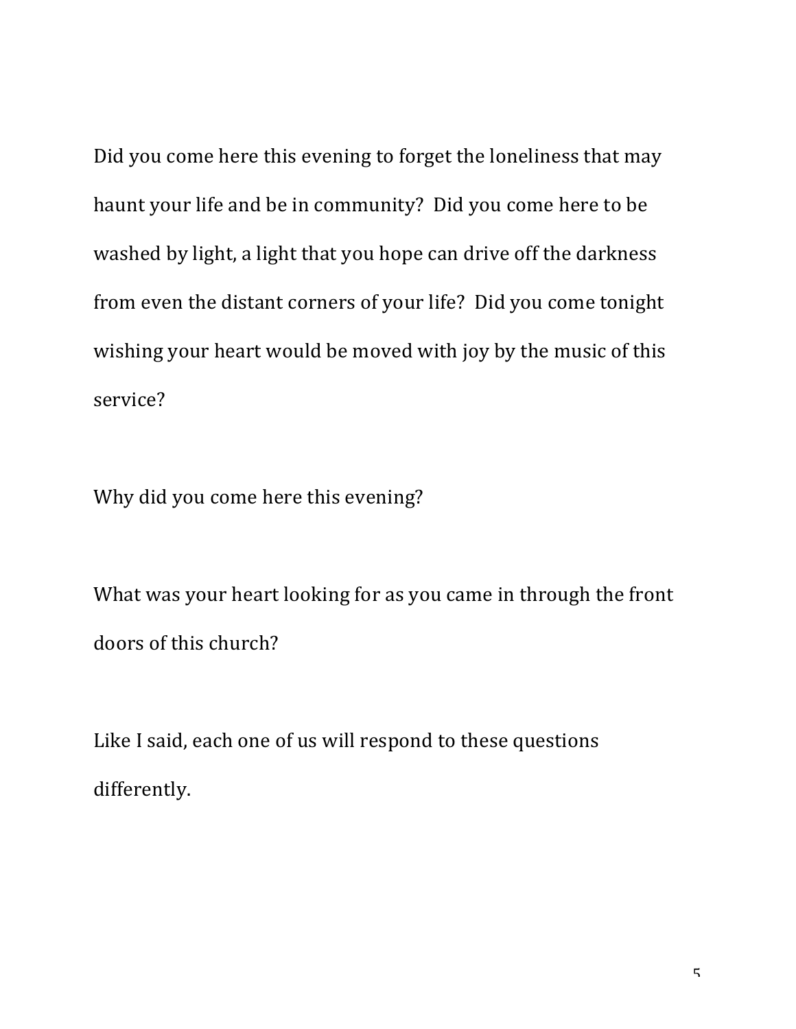Did you come here this evening to forget the loneliness that may haunt your life and be in community? Did you come here to be washed by light, a light that you hope can drive off the darkness from even the distant corners of your life? Did you come tonight wishing your heart would be moved with joy by the music of this service?

Why did you come here this evening?

What was your heart looking for as you came in through the front doors of this church?

Like I said, each one of us will respond to these questions differently.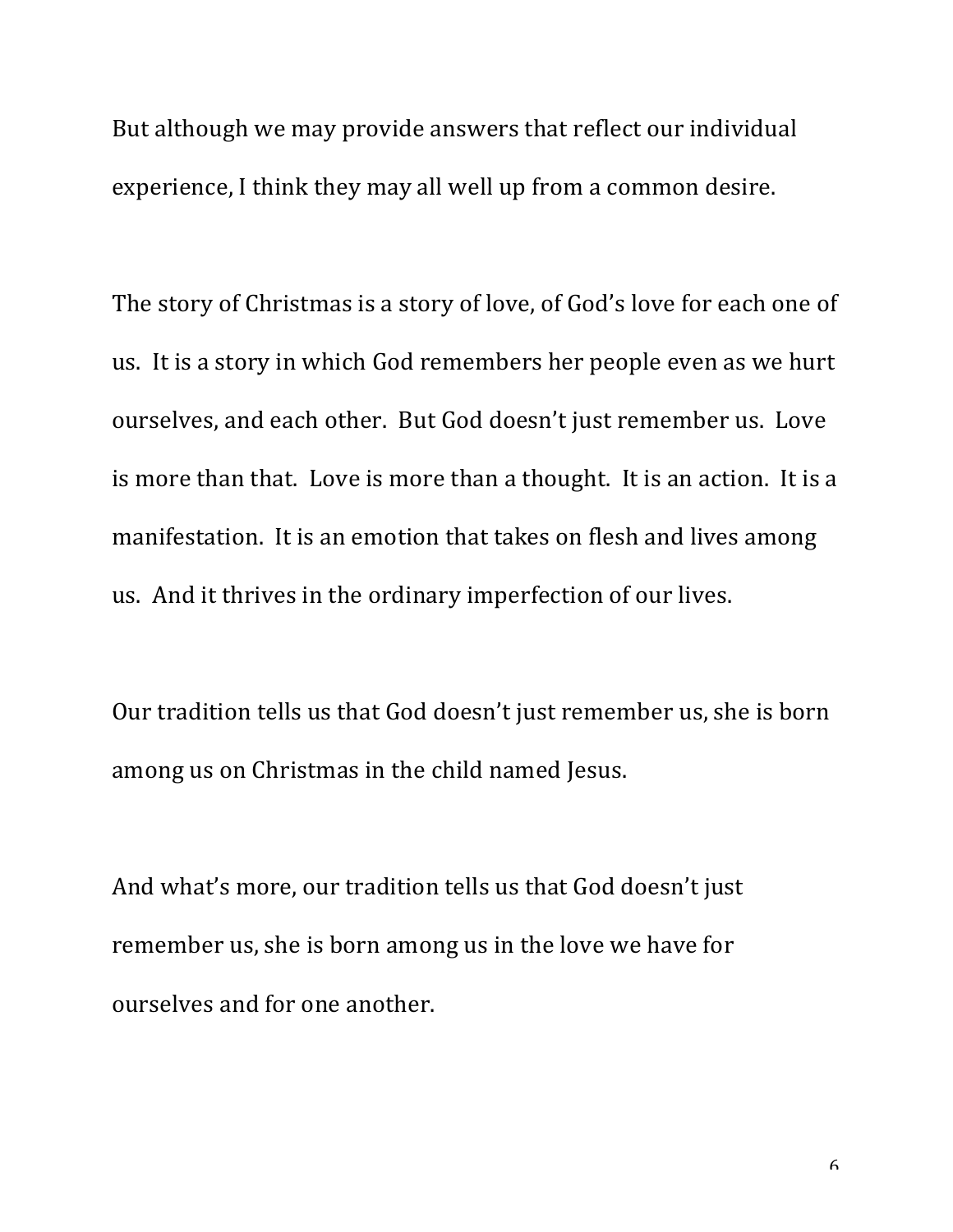But although we may provide answers that reflect our individual experience, I think they may all well up from a common desire.

The story of Christmas is a story of love, of God's love for each one of us. It is a story in which God remembers her people even as we hurt ourselves, and each other. But God doesn't just remember us. Love is more than that. Love is more than a thought. It is an action. It is a manifestation. It is an emotion that takes on flesh and lives among us. And it thrives in the ordinary imperfection of our lives.

Our tradition tells us that God doesn't just remember us, she is born among us on Christmas in the child named Jesus.

And what's more, our tradition tells us that God doesn't just remember us, she is born among us in the love we have for ourselves and for one another.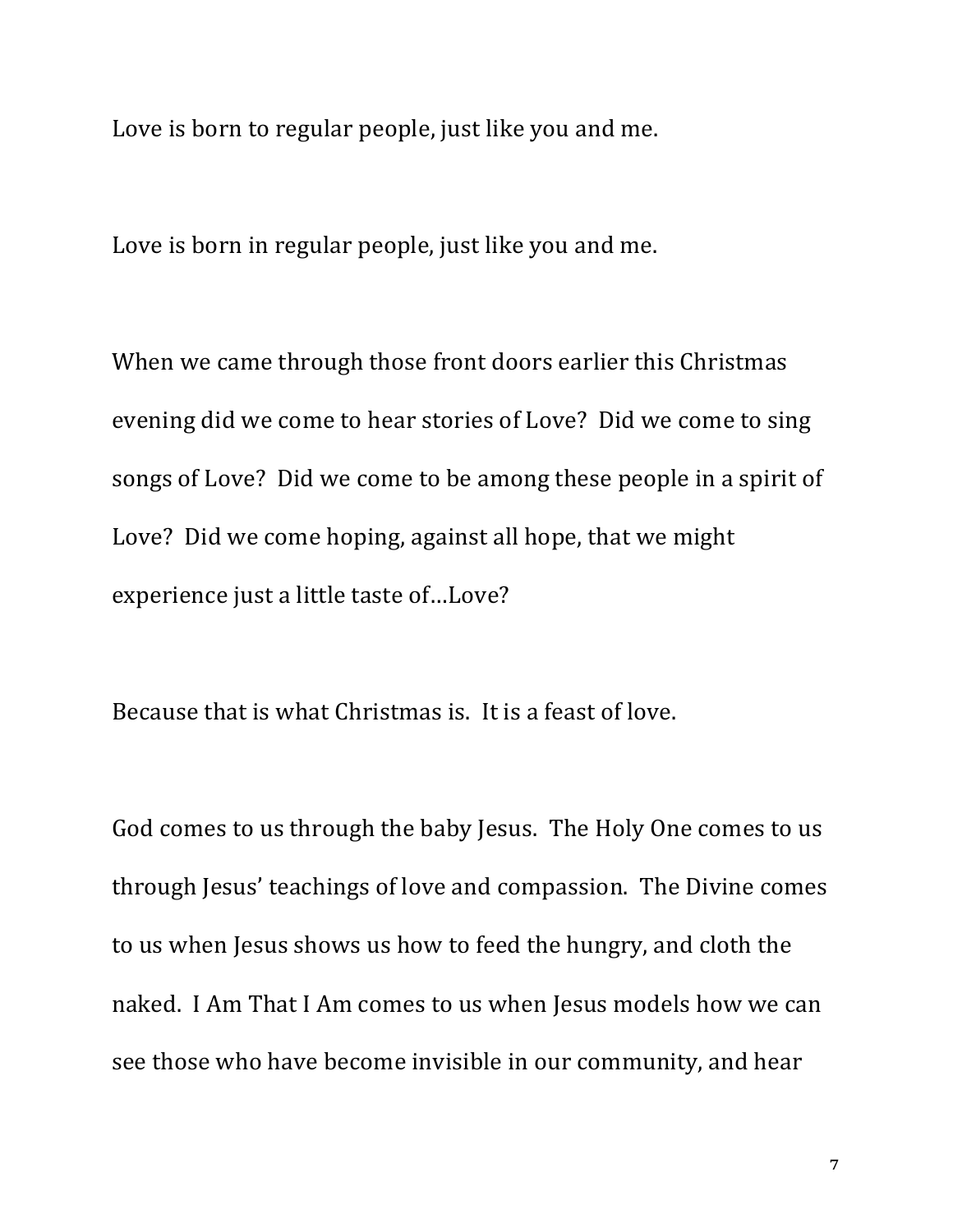Love is born to regular people, just like you and me.

Love is born in regular people, just like you and me.

When we came through those front doors earlier this Christmas evening did we come to hear stories of Love? Did we come to sing songs of Love? Did we come to be among these people in a spirit of Love? Did we come hoping, against all hope, that we might experience just a little taste of…Love?

Because that is what Christmas is. It is a feast of love.

God comes to us through the baby Jesus. The Holy One comes to us through Jesus' teachings of love and compassion. The Divine comes to us when Jesus shows us how to feed the hungry, and cloth the naked. I Am That I Am comes to us when Jesus models how we can see those who have become invisible in our community, and hear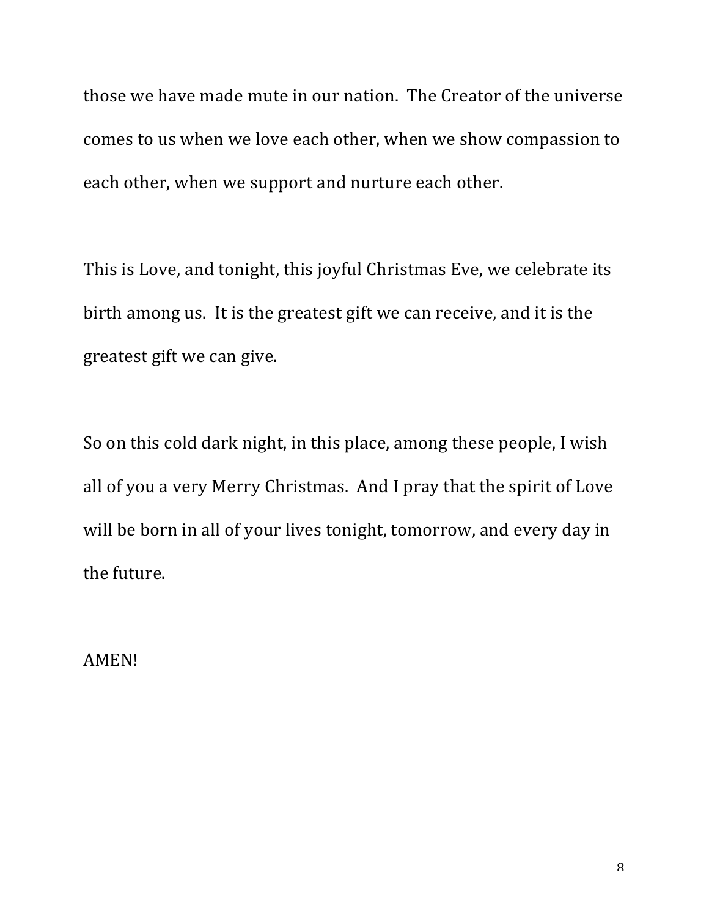those we have made mute in our nation. The Creator of the universe comes to us when we love each other, when we show compassion to each other, when we support and nurture each other.

This is Love, and tonight, this joyful Christmas Eve, we celebrate its birth among us. It is the greatest gift we can receive, and it is the greatest gift we can give.

So on this cold dark night, in this place, among these people, I wish all of you a very Merry Christmas. And I pray that the spirit of Love will be born in all of your lives tonight, tomorrow, and every day in the future.

AMEN!